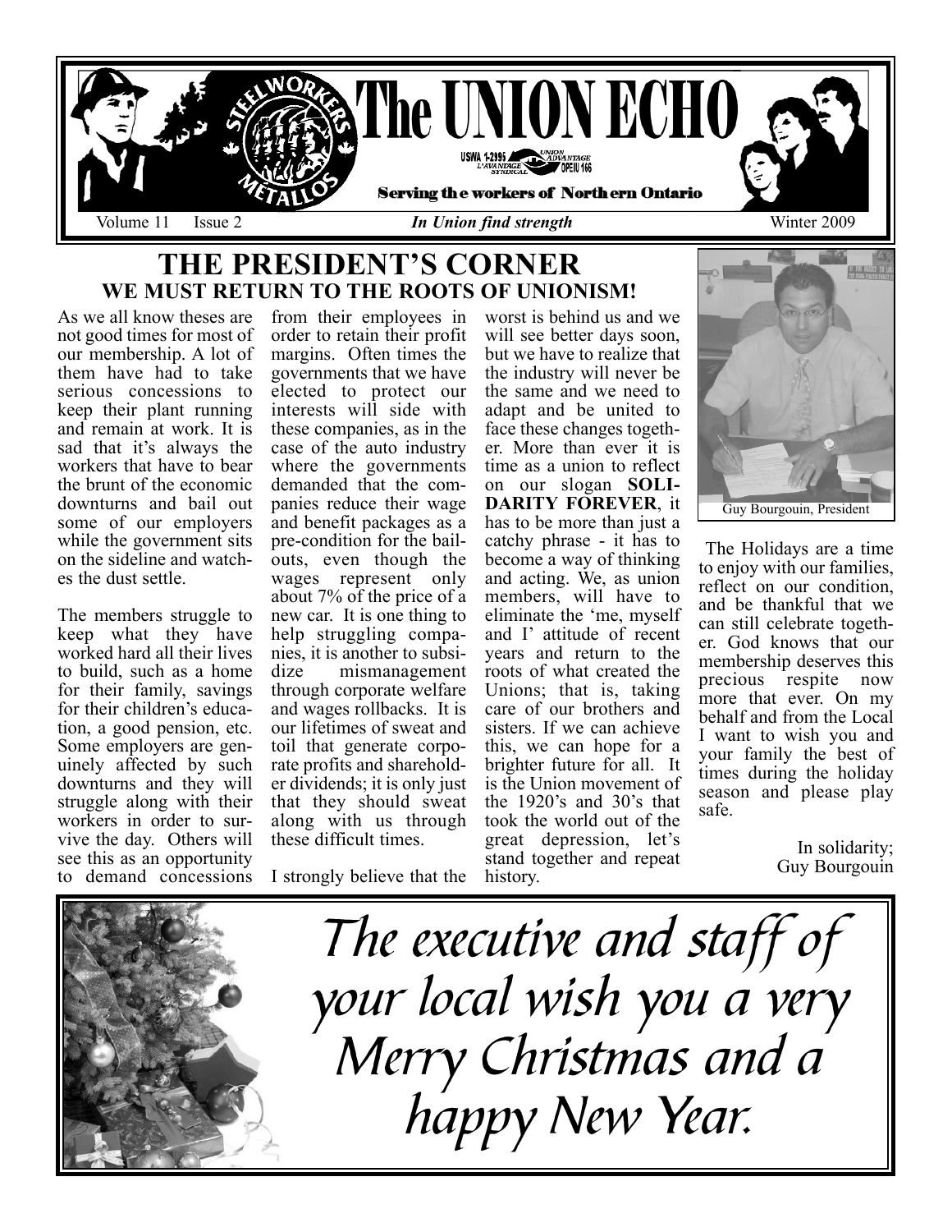# The UNION ECHO

USWA 1-2995 · UNION ADVANTAGE · L'AVANTAGE SYNDICAL · OPEIU 166

**Serving the workers of Northern Ontario**

Volume 11 Issue 2 — *In Union find strength* — Winter 2009

## THE PRESIDENT'S CORNER

### WE MUST RETURN TO THE ROOTS OF UNIONISM!

As we all know theses are not good times for most of our membership. A lot of them have had to take serious concessions to keep their plant running and remain at work. It is sad that it's always the workers that have to bear the brunt of the economic downturns and bail out some of our employers while the government sits on the sideline and watches the dust settle.

The members struggle to keep what they have worked hard all their lives to build, such as a home for their family, savings for their children's education, a good pension, etc. Some employers are genuinely affected by such downturns and they will struggle along with their workers in order to survive the day. Others will see this as an opportunity to demand concessions from their employees in order to retain their profit margins. Often times the governments that we have elected to protect our interests will side with these companies, as in the case of the auto industry where the governments demanded that the companies reduce their wage and benefit packages as a pre-condition for the bailouts, even though the wages represent only about 7% of the price of a new car. It is one thing to help struggling companies, it is another to subsidize mismanagement through corporate welfare and wages rollbacks. It is our lifetimes of sweat and toil that generate corporate profits and shareholder dividends; it is only just that they should sweat along with us through these difficult times.

I strongly believe that the worst is behind us and we will see better days soon, but we have to realize that the industry will never be the same and we need to adapt and be united to face these changes together. More than ever it is time as a union to reflect on our slogan **SOLIDARITY FOREVER**, it has to be more than just a catchy phrase - it has to become a way of thinking and acting. We, as union members, will have to eliminate the 'me, myself and I' attitude of recent years and return to the roots of what created the Unions; that is, taking care of our brothers and sisters. If we can achieve this, we can hope for a brighter future for all. It is the Union movement of the 1920's and 30's that took the world out of the great depression, let's stand together and repeat history.

Guy Bourgouin, President

The Holidays are a time to enjoy with our families, reflect on our condition, and be thankful that we can still celebrate together. God knows that our membership deserves this precious respite now more that ever. On my behalf and from the Local I want to wish you and your family the best of times during the holiday season and please play safe.

In solidarity;
Guy Bourgouin

*The executive and staff of your local wish you a very Merry Christmas and a happy New Year.*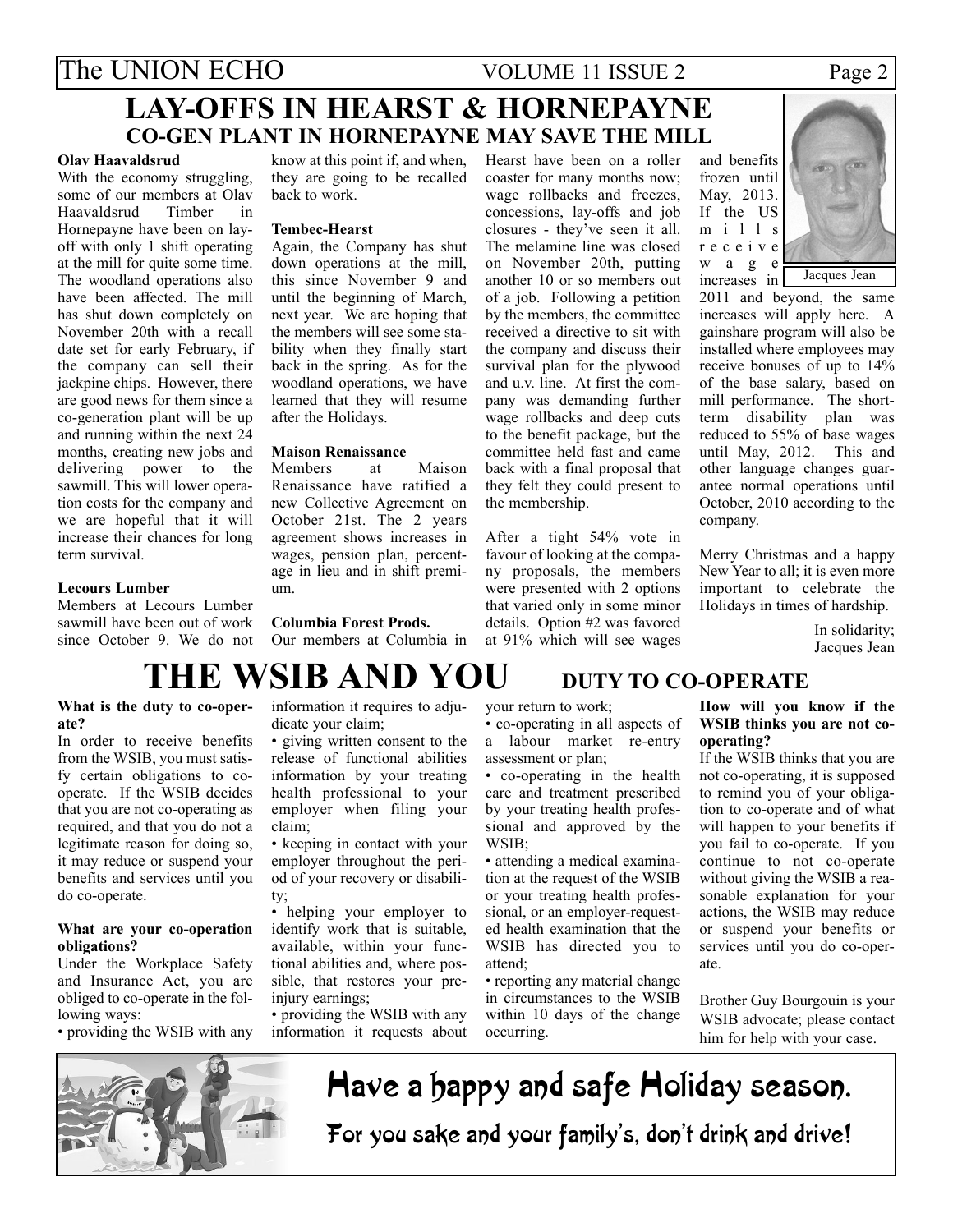# LAY-OFFS IN HEARST & HORNEPAYNE

## CO-GEN PLANT IN HORNEPAYNE MAY SAVE THE MILL

**Olav Haavaldsrud**

With the economy struggling, some of our members at Olav Haavaldsrud Timber in Hornepayne have been on lay-off with only 1 shift operating at the mill for quite some time. The woodland operations also have been affected. The mill has shut down completely on November 20th with a recall date set for early February, if the company can sell their jackpine chips. However, there are good news for them since a co-generation plant will be up and running within the next 24 months, creating new jobs and delivering power to the sawmill. This will lower operation costs for the company and we are hopeful that it will increase their chances for long term survival.

**Lecours Lumber**

Members at Lecours Lumber sawmill have been out of work since October 9. We do not know at this point if, and when, they are going to be recalled back to work.

**Tembec-Hearst**

Again, the Company has shut down operations at the mill, this since November 9 and until the beginning of March, next year. We are hoping that the members will see some stability when they finally start back in the spring. As for the woodland operations, we have learned that they will resume after the Holidays.

**Maison Renaissance**

Members at Maison Renaissance have ratified a new Collective Agreement on October 21st. The 2 years agreement shows increases in wages, pension plan, percentage in lieu and in shift premium.

**Columbia Forest Prods.**

Our members at Columbia in Hearst have been on a roller coaster for many months now; wage rollbacks and freezes, concessions, lay-offs and job closures - they've seen it all. The melamine line was closed on November 20th, putting another 10 or so members out of a job. Following a petition by the members, the committee received a directive to sit with the company and discuss their survival plan for the plywood and u.v. line. At first the company was demanding further wage rollbacks and deep cuts to the benefit package, but the committee held fast and came back with a final proposal that they felt they could present to the membership.

After a tight 54% vote in favour of looking at the company proposals, the members were presented with 2 options that varied only in some minor details. Option #2 was favored at 91% which will see wages and benefits frozen until May, 2013. If the US mills receive wage increases in 2011 and beyond, the same increases will apply here. A gainshare program will also be installed where employees may receive bonuses of up to 14% of the base salary, based on mill performance. The short-term disability plan was reduced to 55% of base wages until May, 2012. This and other language changes guarantee normal operations until October, 2010 according to the company.

Jacques Jean

Merry Christmas and a happy New Year to all; it is even more important to celebrate the Holidays in times of hardship.

In solidarity;
Jacques Jean

# THE WSIB AND YOU

## DUTY TO CO-OPERATE

**What is the duty to co-operate?**

In order to receive benefits from the WSIB, you must satisfy certain obligations to co-operate. If the WSIB decides that you are not co-operating as required, and that you do not a legitimate reason for doing so, it may reduce or suspend your benefits and services until you do co-operate.

**What are your co-operation obligations?**

Under the Workplace Safety and Insurance Act, you are obliged to co-operate in the following ways:

- providing the WSIB with any information it requires to adjudicate your claim;
- giving written consent to the release of functional abilities information by your treating health professional to your employer when filing your claim;
- keeping in contact with your employer throughout the period of your recovery or disability;
- helping your employer to identify work that is suitable, available, within your functional abilities and, where possible, that restores your pre-injury earnings;
- providing the WSIB with any information it requests about your return to work;
- co-operating in all aspects of a labour market re-entry assessment or plan;
- co-operating in the health care and treatment prescribed by your treating health professional and approved by the WSIB;
- attending a medical examination at the request of the WSIB or your treating health professional, or an employer-requested health examination that the WSIB has directed you to attend;
- reporting any material change in circumstances to the WSIB within 10 days of the change occurring.

**How will you know if the WSIB thinks you are not co-operating?**

If the WSIB thinks that you are not co-operating, it is supposed to remind you of your obligation to co-operate and of what will happen to your benefits if you fail to co-operate. If you continue to not co-operate without giving the WSIB a reasonable explanation for your actions, the WSIB may reduce or suspend your benefits or services until you do co-operate.

Brother Guy Bourgouin is your WSIB advocate; please contact him for help with your case.

**Have a happy and safe Holiday season.**

**For you sake and your family's, don't drink and drive!**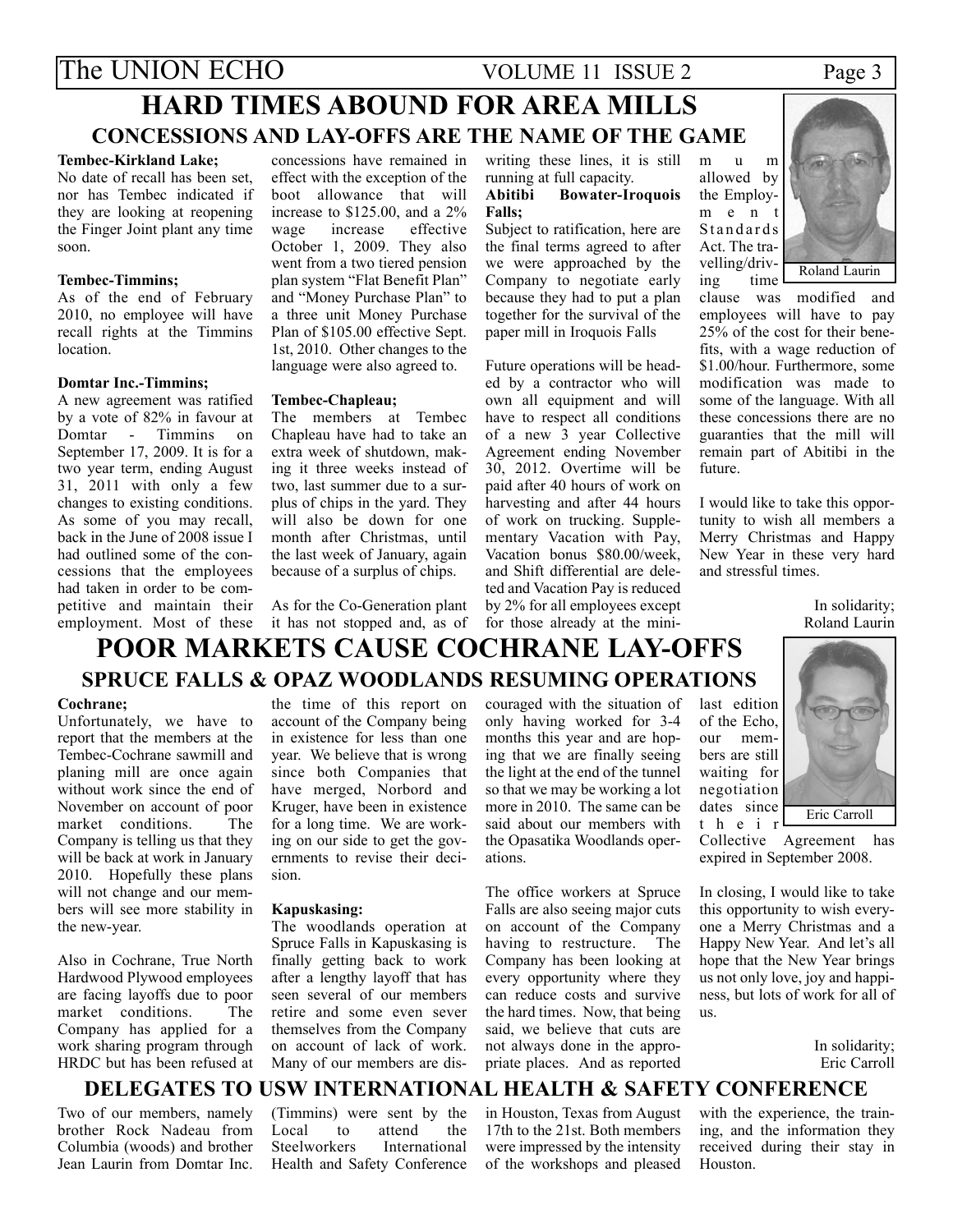## HARD TIMES ABOUND FOR AREA MILLS

### CONCESSIONS AND LAY-OFFS ARE THE NAME OF THE GAME

**Tembec-Kirkland Lake;**
No date of recall has been set, nor has Tembec indicated if they are looking at reopening the Finger Joint plant any time soon.

**Tembec-Timmins;**
As of the end of February 2010, no employee will have recall rights at the Timmins location.

**Domtar Inc.-Timmins;**
A new agreement was ratified by a vote of 82% in favour at Domtar - Timmins on September 17, 2009. It is for a two year term, ending August 31, 2011 with only a few changes to existing conditions. As some of you may recall, back in the June of 2008 issue I had outlined some of the concessions that the employees had taken in order to be competitive and maintain their employment. Most of these concessions have remained in effect with the exception of the boot allowance that will increase to $125.00, and a 2% wage increase effective October 1, 2009. They also went from a two tiered pension plan system "Flat Benefit Plan" and "Money Purchase Plan" to a three unit Money Purchase Plan of $105.00 effective Sept. 1st, 2010. Other changes to the language were also agreed to.

**Tembec-Chapleau;**
The members at Tembec Chapleau have had to take an extra week of shutdown, making it three weeks instead of two, last summer due to a surplus of chips in the yard. They will also be down for one month after Christmas, until the last week of January, again because of a surplus of chips.

As for the Co-Generation plant it has not stopped and, as of writing these lines, it is still running at full capacity.

**Abitibi Bowater-Iroquois Falls;**
Subject to ratification, here are the final terms agreed to after we were approached by the Company to negotiate early because they had to put a plan together for the survival of the paper mill in Iroquois Falls

Future operations will be headed by a contractor who will own all equipment and will have to respect all conditions of a new 3 year Collective Agreement ending November 30, 2012. Overtime will be paid after 40 hours of work on harvesting and after 44 hours of work on trucking. Supplementary Vacation with Pay, Vacation bonus $80.00/week, and Shift differential are deleted and Vacation Pay is reduced by 2% for all employees except for those already at the minimum allowed by the Employment Standards Act. The travelling/driving time clause was modified and employees will have to pay 25% of the cost for their benefits, with a wage reduction of $1.00/hour. Furthermore, some modification was made to some of the language. With all these concessions there are no guaranties that the mill will remain part of Abitibi in the future.

Roland Laurin

I would like to take this opportunity to wish all members a Merry Christmas and Happy New Year in these very hard and stressful times.

In solidarity;
Roland Laurin

## POOR MARKETS CAUSE COCHRANE LAY-OFFS

### SPRUCE FALLS & OPAZ WOODLANDS RESUMING OPERATIONS

**Cochrane;**
Unfortunately, we have to report that the members at the Tembec-Cochrane sawmill and planing mill are once again without work since the end of November on account of poor market conditions. The Company is telling us that they will be back at work in January 2010. Hopefully these plans will not change and our members will see more stability in the new-year.

Also in Cochrane, True North Hardwood Plywood employees are facing layoffs due to poor market conditions. The Company has applied for a work sharing program through HRDC but has been refused at the time of this report on account of the Company being in existence for less than one year. We believe that is wrong since both Companies that have merged, Norbord and Kruger, have been in existence for a long time. We are working on our side to get the governments to revise their decision.

**Kapuskasing:**
The woodlands operation at Spruce Falls in Kapuskasing is finally getting back to work after a lengthy layoff that has seen several of our members retire and some even sever themselves from the Company on account of lack of work. Many of our members are discouraged with the situation of only having worked for 3-4 months this year and are hoping that we are finally seeing the light at the end of the tunnel so that we may be working a lot more in 2010. The same can be said about our members with the Opasatika Woodlands operations.

The office workers at Spruce Falls are also seeing major cuts on account of the Company having to restructure. The Company has been looking at every opportunity where they can reduce costs and survive the hard times. Now, that being said, we believe that cuts are not always done in the appropriate places. And as reported last edition of the Echo, our members are still waiting for negotiation dates since their Collective Agreement has expired in September 2008.

Eric Carroll

In closing, I would like to take this opportunity to wish everyone a Merry Christmas and a Happy New Year. And let's all hope that the New Year brings us not only love, joy and happiness, but lots of work for all of us.

In solidarity;
Eric Carroll

## DELEGATES TO USW INTERNATIONAL HEALTH & SAFETY CONFERENCE

Two of our members, namely brother Rock Nadeau from Columbia (woods) and brother Jean Laurin from Domtar Inc. (Timmins) were sent by the Local to attend the Steelworkers International Health and Safety Conference in Houston, Texas from August 17th to the 21st. Both members were impressed by the intensity of the workshops and pleased with the experience, the training, and the information they received during their stay in Houston.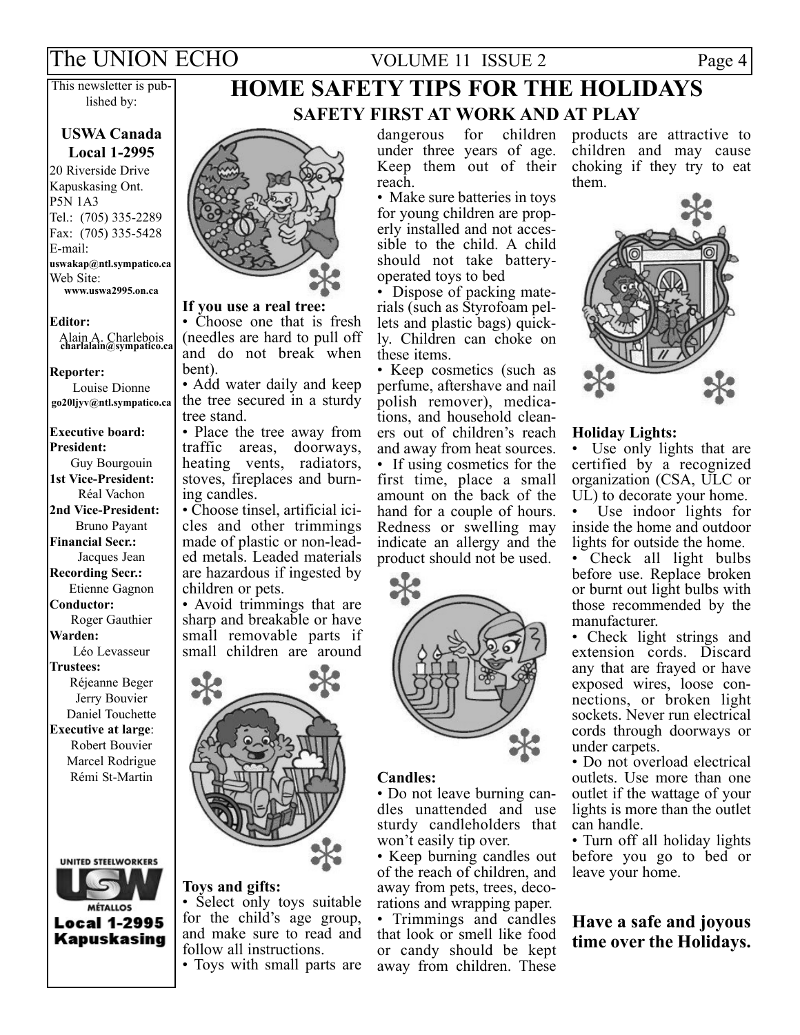This newsletter is published by:

**USWA Canada Local 1-2995**

20 Riverside Drive
Kapuskasing Ont.
P5N 1A3
Tel.: (705) 335-2289
Fax: (705) 335-5428
E-mail: uswakap@ntl.sympatico.ca
Web Site: www.uswa2995.on.ca

**Editor:**
Alain A. Charlebois
charlalain@sympatico.ca

**Reporter:**
Louise Dionne
go20ljyv@ntl.sympatico.ca

**Executive board:**

**President:**
Guy Bourgouin

**1st Vice-President:**
Réal Vachon

**2nd Vice-President:**
Bruno Payant

**Financial Secr.:**
Jacques Jean

**Recording Secr.:**
Etienne Gagnon

**Conductor:**
Roger Gauthier

**Warden:**
Léo Levasseur

**Trustees:**
Réjeanne Beger
Jerry Bouvier
Daniel Touchette

**Executive at large**:
Robert Bouvier
Marcel Rodrigue
Rémi St-Martin

UNITED STEELWORKERS
USW
MÉTALLOS
Local 1-2995
Kapuskasing

# HOME SAFETY TIPS FOR THE HOLIDAYS

## SAFETY FIRST AT WORK AND AT PLAY

**If you use a real tree:**

- Choose one that is fresh (needles are hard to pull off and do not break when bent).
- Add water daily and keep the tree secured in a sturdy tree stand.
- Place the tree away from traffic areas, doorways, heating vents, radiators, stoves, fireplaces and burning candles.
- Choose tinsel, artificial icicles and other trimmings made of plastic or non-leaded metals. Leaded materials are hazardous if ingested by children or pets.
- Avoid trimmings that are sharp and breakable or have small removable parts if small children are around

**Toys and gifts:**

- Select only toys suitable for the child's age group, and make sure to read and follow all instructions.
- Toys with small parts are dangerous for children under three years of age. Keep them out of their reach.
- Make sure batteries in toys for young children are properly installed and not accessible to the child. A child should not take battery-operated toys to bed
- Dispose of packing materials (such as Styrofoam pellets and plastic bags) quickly. Children can choke on these items.
- Keep cosmetics (such as perfume, aftershave and nail polish remover), medications, and household cleaners out of children's reach and away from heat sources.
- If using cosmetics for the first time, place a small amount on the back of the hand for a couple of hours. Redness or swelling may indicate an allergy and the product should not be used.

**Candles:**

- Do not leave burning candles unattended and use sturdy candleholders that won't easily tip over.
- Keep burning candles out of the reach of children, and away from pets, trees, decorations and wrapping paper.
- Trimmings and candles that look or smell like food or candy should be kept away from children. These products are attractive to children and may cause choking if they try to eat them.

**Holiday Lights:**

- Use only lights that are certified by a recognized organization (CSA, ULC or UL) to decorate your home.
- Use indoor lights for inside the home and outdoor lights for outside the home.
- Check all light bulbs before use. Replace broken or burnt out light bulbs with those recommended by the manufacturer.
- Check light strings and extension cords. Discard any that are frayed or have exposed wires, loose connections, or broken light sockets. Never run electrical cords through doorways or under carpets.
- Do not overload electrical outlets. Use more than one outlet if the wattage of your lights is more than the outlet can handle.
- Turn off all holiday lights before you go to bed or leave your home.

**Have a safe and joyous time over the Holidays.**